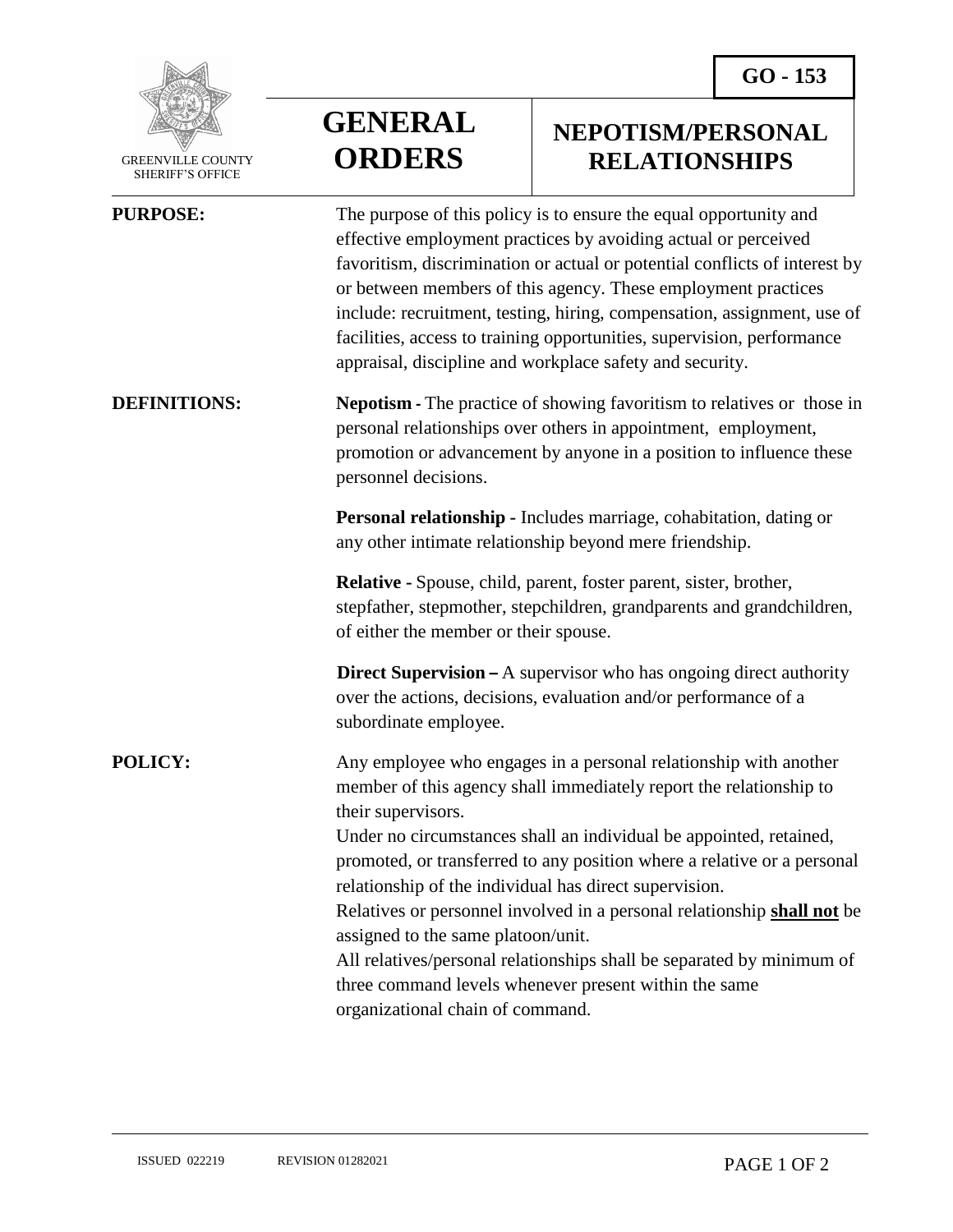GREENVILLE COUNTY SHERIFF'S OFFICE

# GENERAL ORDERS

**GO - 153**

# NEPOTISM/PERSONAL RELATIONSHIPS

**PURPOSE:** The purpose of this policy is to ensure the equal opportunity and effective employment practices by avoiding actual or perceived favoritism, discrimination or actual or potential conflicts of interest by or between members of this agency. These employment practices include: recruitment, testing, hiring, compensation, assignment, use of facilities, access to training opportunities, supervision, performance appraisal, discipline and workplace safety and security.

**DEFINITIONS:**

**Nepotism -** The practice of showing favoritism to relatives or those in personal relationships over others in appointment, employment, promotion or advancement by anyone in a position to influence these personnel decisions.

**Personal relationship -** Includes marriage, cohabitation, dating or any other intimate relationship beyond mere friendship.

**Relative -** Spouse, child, parent, foster parent, sister, brother, stepfather, stepmother, stepchildren, grandparents and grandchildren, of either the member or their spouse.

**Direct Supervision –** A supervisor who has ongoing direct authority over the actions, decisions, evaluation and/or performance of a subordinate employee.

**POLICY:**

Any employee who engages in a personal relationship with another member of this agency shall immediately report the relationship to their supervisors.

Under no circumstances shall an individual be appointed, retained, promoted, or transferred to any position where a relative or a personal relationship of the individual has direct supervision.

Relatives or personnel involved in a personal relationship **<u>shall not</u>** be assigned to the same platoon/unit.

All relatives/personal relationships shall be separated by minimum of three command levels whenever present within the same organizational chain of command.

ISSUED 022219 REVISION 01282021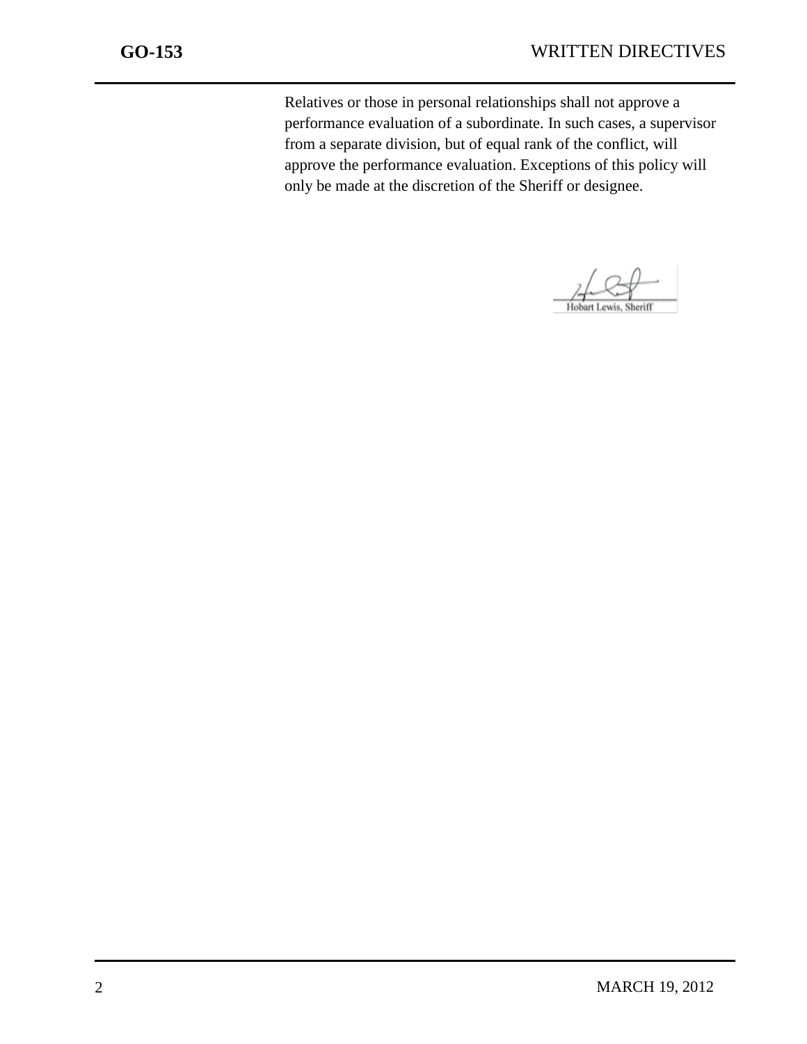Relatives or those in personal relationships shall not approve a performance evaluation of a subordinate. In such cases, a supervisor from a separate division, but of equal rank of the conflict, will approve the performance evaluation. Exceptions of this policy will only be made at the discretion of the Sheriff or designee.

Hobart Lewis, Sheriff